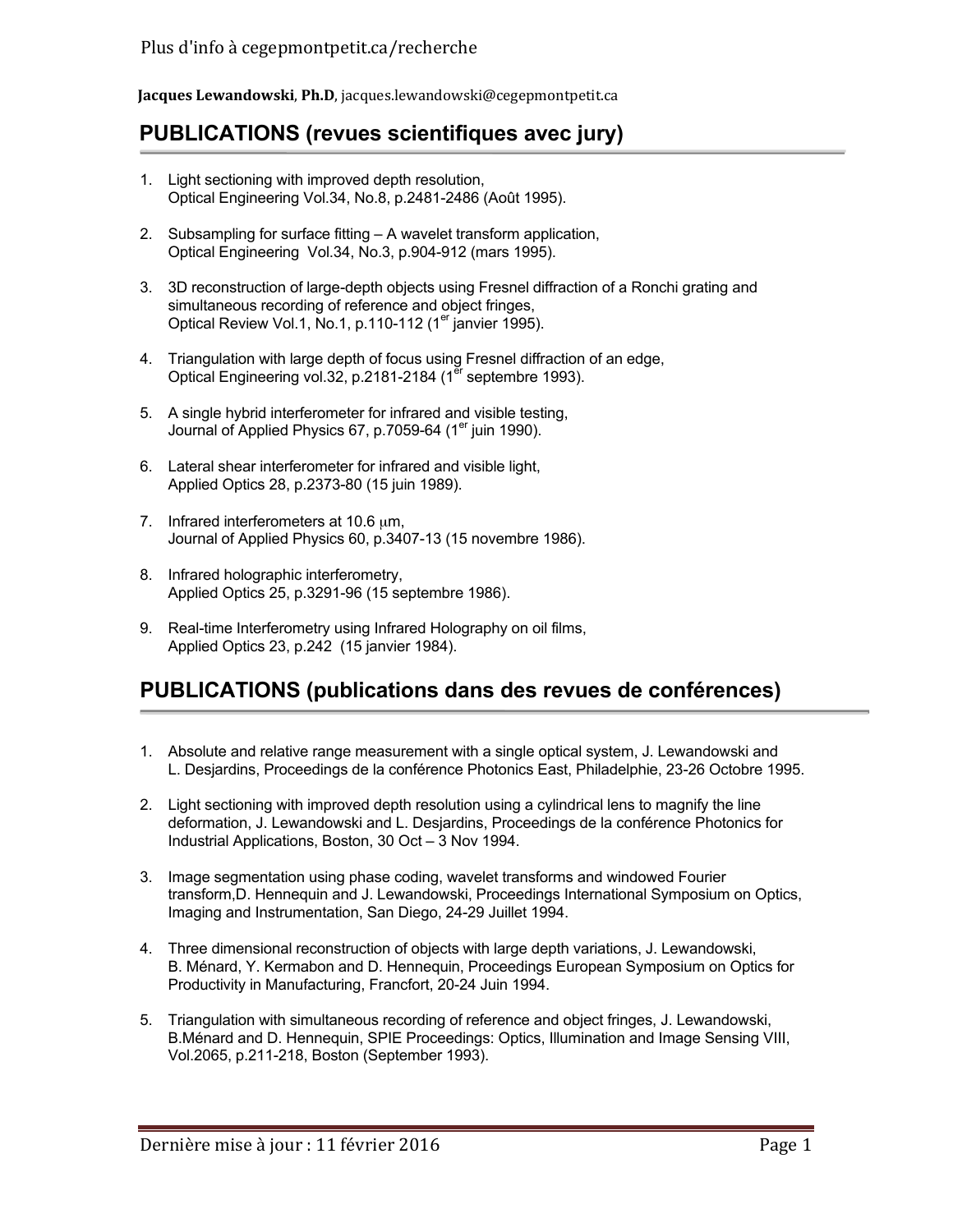Plus d'info à cegepmontpetit.ca/recherche

**Jacques Lewandowski, Ph.D**, jacques.lewandowski@cegepmontpetit.ca

## PUBLICATIONS (revues scientifiques avec jury)

1. Light sectioning with improved depth resolution,
   Optical Engineering Vol.34, No.8, p.2481-2486 (Août 1995).

2. Subsampling for surface fitting – A wavelet transform application,
   Optical Engineering Vol.34, No.3, p.904-912 (mars 1995).

3. 3D reconstruction of large-depth objects using Fresnel diffraction of a Ronchi grating and simultaneous recording of reference and object fringes,
   Optical Review Vol.1, No.1, p.110-112 (1er janvier 1995).

4. Triangulation with large depth of focus using Fresnel diffraction of an edge,
   Optical Engineering vol.32, p.2181-2184 (1er septembre 1993).

5. A single hybrid interferometer for infrared and visible testing,
   Journal of Applied Physics 67, p.7059-64 (1er juin 1990).

6. Lateral shear interferometer for infrared and visible light,
   Applied Optics 28, p.2373-80 (15 juin 1989).

7. Infrared interferometers at 10.6 μm,
   Journal of Applied Physics 60, p.3407-13 (15 novembre 1986).

8. Infrared holographic interferometry,
   Applied Optics 25, p.3291-96 (15 septembre 1986).

9. Real-time Interferometry using Infrared Holography on oil films,
   Applied Optics 23, p.242 (15 janvier 1984).

## PUBLICATIONS (publications dans des revues de conférences)

1. Absolute and relative range measurement with a single optical system, J. Lewandowski and L. Desjardins, Proceedings de la conférence Photonics East, Philadelphie, 23-26 Octobre 1995.

2. Light sectioning with improved depth resolution using a cylindrical lens to magnify the line deformation, J. Lewandowski and L. Desjardins, Proceedings de la conférence Photonics for Industrial Applications, Boston, 30 Oct – 3 Nov 1994.

3. Image segmentation using phase coding, wavelet transforms and windowed Fourier transform,D. Hennequin and J. Lewandowski, Proceedings International Symposium on Optics, Imaging and Instrumentation, San Diego, 24-29 Juillet 1994.

4. Three dimensional reconstruction of objects with large depth variations, J. Lewandowski, B. Ménard, Y. Kermabon and D. Hennequin, Proceedings European Symposium on Optics for Productivity in Manufacturing, Francfort, 20-24 Juin 1994.

5. Triangulation with simultaneous recording of reference and object fringes, J. Lewandowski, B.Ménard and D. Hennequin, SPIE Proceedings: Optics, Illumination and Image Sensing VIII, Vol.2065, p.211-218, Boston (September 1993).

Dernière mise à jour : 11 février 2016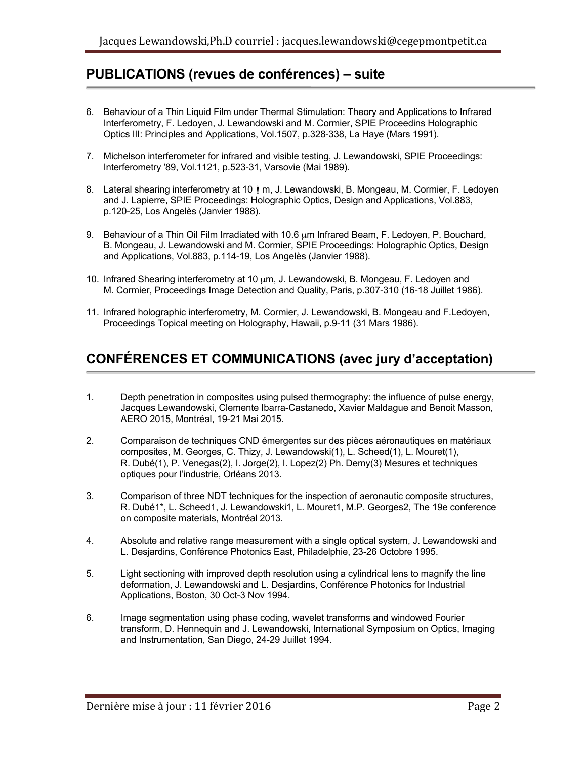## PUBLICATIONS (revues de conférences) – suite

6. Behaviour of a Thin Liquid Film under Thermal Stimulation: Theory and Applications to Infrared Interferometry, F. Ledoyen, J. Lewandowski and M. Cormier, SPIE Proceedins Holographic Optics III: Principles and Applications, Vol.1507, p.328-338, La Haye (Mars 1991).

7. Michelson interferometer for infrared and visible testing, J. Lewandowski, SPIE Proceedings: Interferometry '89, Vol.1121, p.523-31, Varsovie (Mai 1989).

8. Lateral shearing interferometry at 10 μm, J. Lewandowski, B. Mongeau, M. Cormier, F. Ledoyen and J. Lapierre, SPIE Proceedings: Holographic Optics, Design and Applications, Vol.883, p.120-25, Los Angelès (Janvier 1988).

9. Behaviour of a Thin Oil Film Irradiated with 10.6 μm Infrared Beam, F. Ledoyen, P. Bouchard, B. Mongeau, J. Lewandowski and M. Cormier, SPIE Proceedings: Holographic Optics, Design and Applications, Vol.883, p.114-19, Los Angelès (Janvier 1988).

10. Infrared Shearing interferometry at 10 μm, J. Lewandowski, B. Mongeau, F. Ledoyen and M. Cormier, Proceedings Image Detection and Quality, Paris, p.307-310 (16-18 Juillet 1986).

11. Infrared holographic interferometry, M. Cormier, J. Lewandowski, B. Mongeau and F.Ledoyen, Proceedings Topical meeting on Holography, Hawaii, p.9-11 (31 Mars 1986).

## CONFÉRENCES ET COMMUNICATIONS (avec jury d'acceptation)

1. Depth penetration in composites using pulsed thermography: the influence of pulse energy, Jacques Lewandowski, Clemente Ibarra-Castanedo, Xavier Maldague and Benoit Masson, AERO 2015, Montréal, 19-21 Mai 2015.

2. Comparaison de techniques CND émergentes sur des pièces aéronautiques en matériaux composites, M. Georges, C. Thizy, J. Lewandowski(1), L. Scheed(1), L. Mouret(1), R. Dubé(1), P. Venegas(2), I. Jorge(2), I. Lopez(2) Ph. Demy(3) Mesures et techniques optiques pour l'industrie, Orléans 2013.

3. Comparison of three NDT techniques for the inspection of aeronautic composite structures, R. Dubé1*, L. Scheed1, L. Lewandowski1, L. Mouret1, M.P. Georges2, The 19e conference on composite materials, Montréal 2013.

4. Absolute and relative range measurement with a single optical system, J. Lewandowski and L. Desjardins, Conférence Photonics East, Philadelphie, 23-26 Octobre 1995.

5. Light sectioning with improved depth resolution using a cylindrical lens to magnify the line deformation, J. Lewandowski and L. Desjardins, Conférence Photonics for Industrial Applications, Boston, 30 Oct-3 Nov 1994.

6. Image segmentation using phase coding, wavelet transforms and windowed Fourier transform, D. Hennequin and J. Lewandowski, International Symposium on Optics, Imaging and Instrumentation, San Diego, 24-29 Juillet 1994.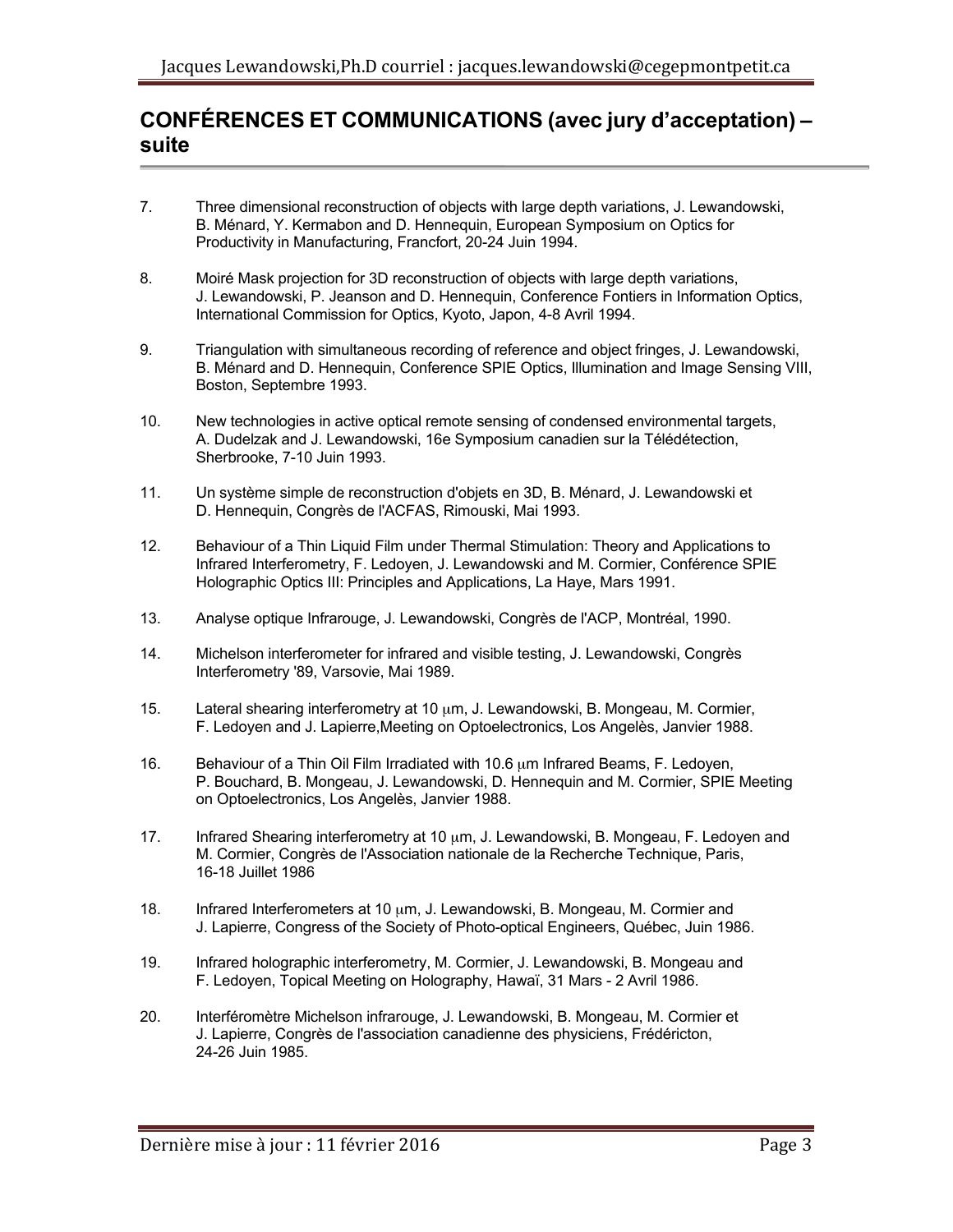## CONFÉRENCES ET COMMUNICATIONS (avec jury d'acceptation) – suite

7. Three dimensional reconstruction of objects with large depth variations, J. Lewandowski, B. Ménard, Y. Kermabon and D. Hennequin, European Symposium on Optics for Productivity in Manufacturing, Francfort, 20-24 Juin 1994.

8. Moiré Mask projection for 3D reconstruction of objects with large depth variations, J. Lewandowski, P. Jeanson and D. Hennequin, Conference Fontiers in Information Optics, International Commission for Optics, Kyoto, Japon, 4-8 Avril 1994.

9. Triangulation with simultaneous recording of reference and object fringes, J. Lewandowski, B. Ménard and D. Hennequin, Conference SPIE Optics, Illumination and Image Sensing VIII, Boston, Septembre 1993.

10. New technologies in active optical remote sensing of condensed environmental targets, A. Dudelzak and J. Lewandowski, 16e Symposium canadien sur la Télédétection, Sherbrooke, 7-10 Juin 1993.

11. Un système simple de reconstruction d'objets en 3D, B. Ménard, J. Lewandowski et D. Hennequin, Congrès de l'ACFAS, Rimouski, Mai 1993.

12. Behaviour of a Thin Liquid Film under Thermal Stimulation: Theory and Applications to Infrared Interferometry, F. Ledoyen, J. Lewandowski and M. Cormier, Conférence SPIE Holographic Optics III: Principles and Applications, La Haye, Mars 1991.

13. Analyse optique Infrarouge, J. Lewandowski, Congrès de l'ACP, Montréal, 1990.

14. Michelson interferometer for infrared and visible testing, J. Lewandowski, Congrès Interferometry '89, Varsovie, Mai 1989.

15. Lateral shearing interferometry at 10 $\mu$m, J. Lewandowski, B. Mongeau, M. Cormier, F. Ledoyen and J. Lapierre,Meeting on Optoelectronics, Los Angelès, Janvier 1988.

16. Behaviour of a Thin Oil Film Irradiated with 10.6 $\mu$m Infrared Beams, F. Ledoyen, P. Bouchard, B. Mongeau, J. Lewandowski, D. Hennequin and M. Cormier, SPIE Meeting on Optoelectronics, Los Angelès, Janvier 1988.

17. Infrared Shearing interferometry at 10 $\mu$m, J. Lewandowski, B. Mongeau, F. Ledoyen and M. Cormier, Congrès de l'Association nationale de la Recherche Technique, Paris, 16-18 Juillet 1986

18. Infrared Interferometers at 10 $\mu$m, J. Lewandowski, B. Mongeau, M. Cormier and J. Lapierre, Congress of the Society of Photo-optical Engineers, Québec, Juin 1986.

19. Infrared holographic interferometry, M. Cormier, J. Lewandowski, B. Mongeau and F. Ledoyen, Topical Meeting on Holography, Hawaï, 31 Mars - 2 Avril 1986.

20. Interféromètre Michelson infrarouge, J. Lewandowski, B. Mongeau, M. Cormier et J. Lapierre, Congrès de l'association canadienne des physiciens, Frédéricton, 24-26 Juin 1985.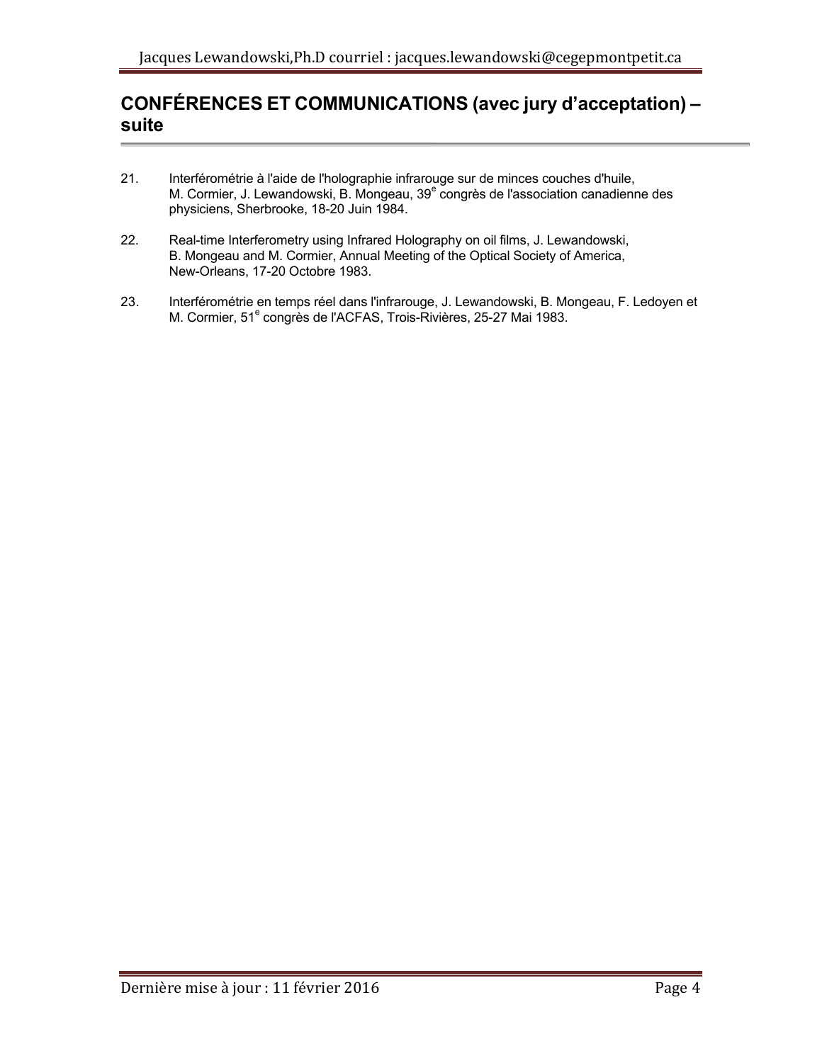## CONFÉRENCES ET COMMUNICATIONS (avec jury d'acceptation) – suite

21. Interférométrie à l'aide de l'holographie infrarouge sur de minces couches d'huile, M. Cormier, J. Lewandowski, B. Mongeau, 39$^{e}$ congrès de l'association canadienne des physiciens, Sherbrooke, 18-20 Juin 1984.

22. Real-time Interferometry using Infrared Holography on oil films, J. Lewandowski, B. Mongeau and M. Cormier, Annual Meeting of the Optical Society of America, New-Orleans, 17-20 Octobre 1983.

23. Interférométrie en temps réel dans l'infrarouge, J. Lewandowski, B. Mongeau, F. Ledoyen et M. Cormier, 51$^{e}$ congrès de l'ACFAS, Trois-Rivières, 25-27 Mai 1983.